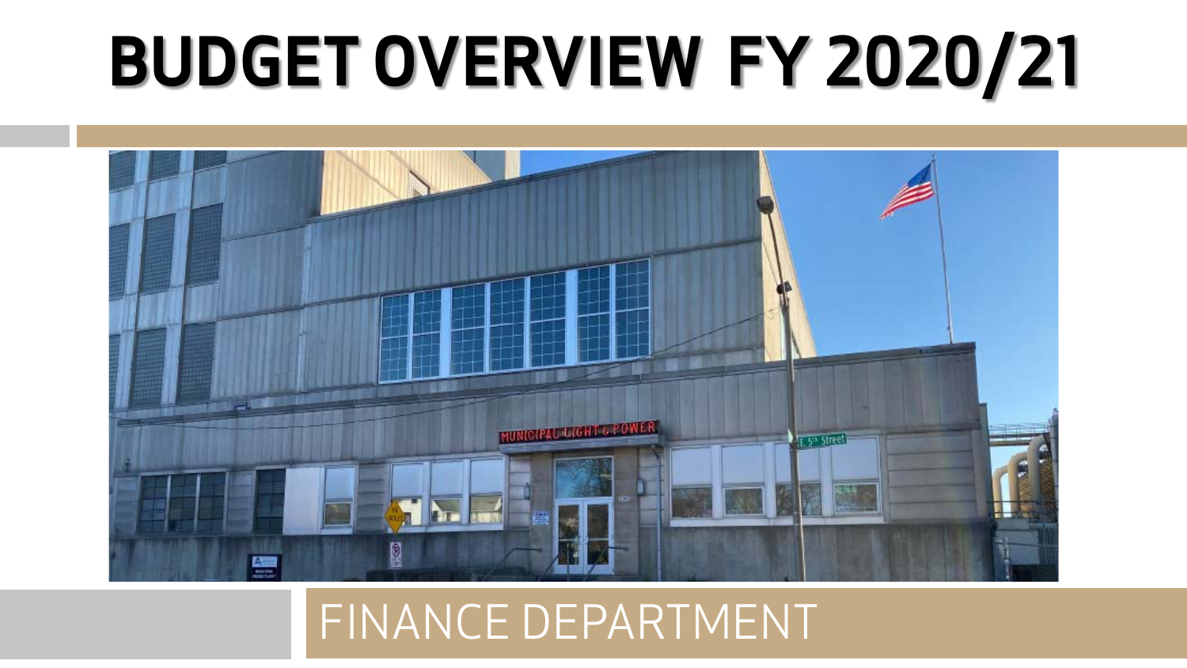# BUDGET OVERVIEW FY 2020/21

FINANCE DEPARTMENT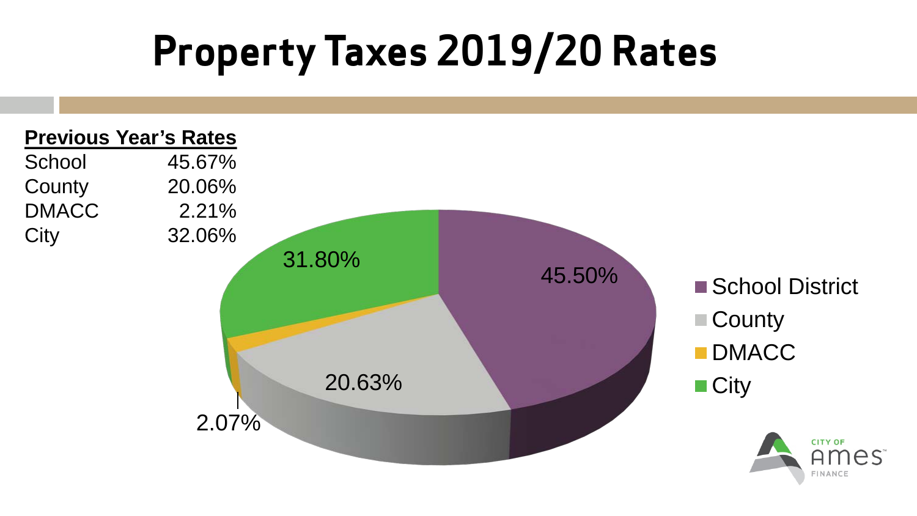# Property Taxes 2019/20 Rates

**Previous Year's Rates**

| | |
|---|---|
| School | 45.67% |
| County | 20.06% |
| DMACC | 2.21% |
| City | 32.06% |

| | |
|---|---|
| School District | 45.50% |
| County | 20.63% |
| DMACC | 2.07% |
| City | 31.80% |

CITY OF Ames FINANCE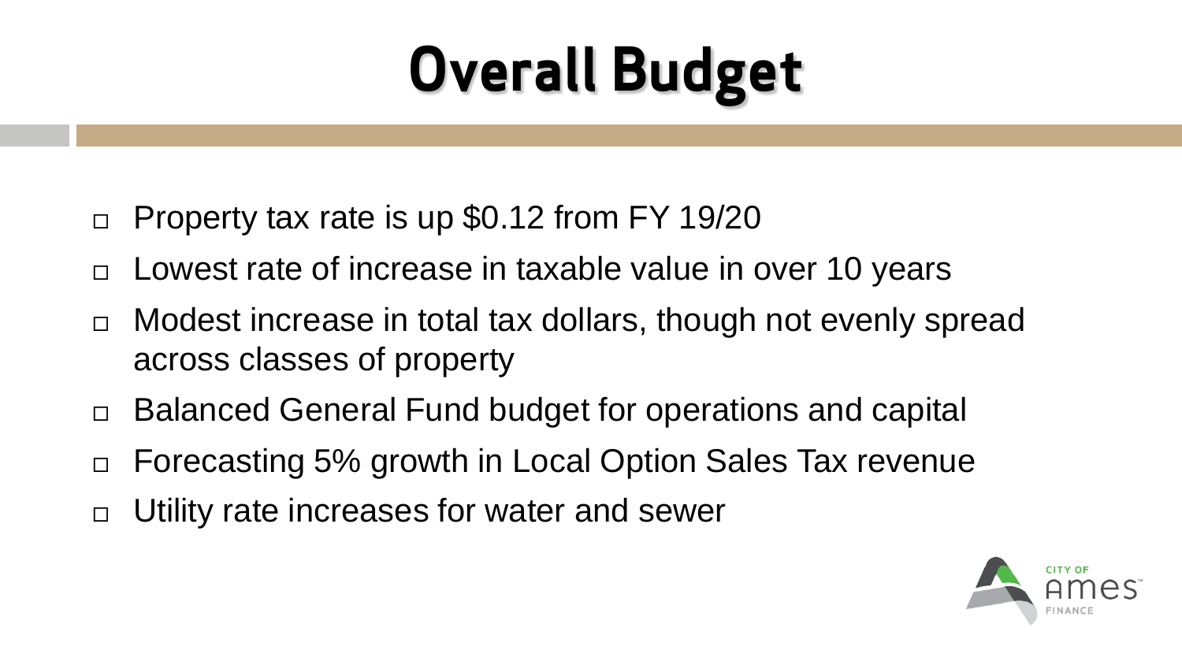# Overall Budget

- Property tax rate is up $0.12 from FY 19/20
- Lowest rate of increase in taxable value in over 10 years
- Modest increase in total tax dollars, though not evenly spread across classes of property
- Balanced General Fund budget for operations and capital
- Forecasting 5% growth in Local Option Sales Tax revenue
- Utility rate increases for water and sewer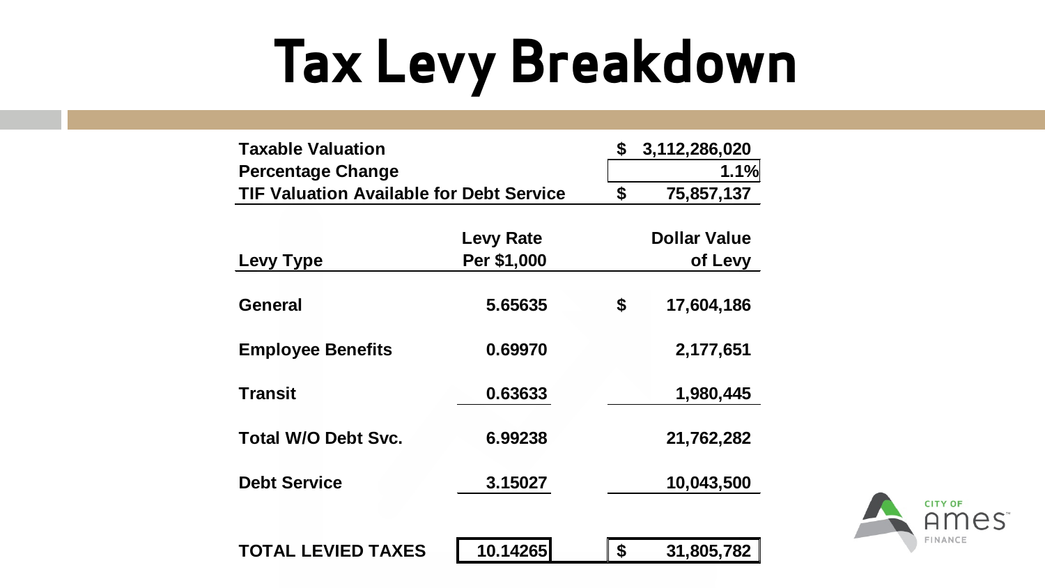# Tax Levy Breakdown

| | |
|---|---|
| Taxable Valuation | $ 3,112,286,020 |
| Percentage Change | 1.1% |
| TIF Valuation Available for Debt Service | $ 75,857,137 |

| Levy Type | Levy Rate Per $1,000 | Dollar Value of Levy |
|---|---|---|
| General | 5.65635 | $ 17,604,186 |
| Employee Benefits | 0.69970 | 2,177,651 |
| Transit | 0.63633 | 1,980,445 |
| Total W/O Debt Svc. | 6.99238 | 21,762,282 |
| Debt Service | 3.15027 | 10,043,500 |
| **TOTAL LEVIED TAXES** | **10.14265** | **$ 31,805,782** |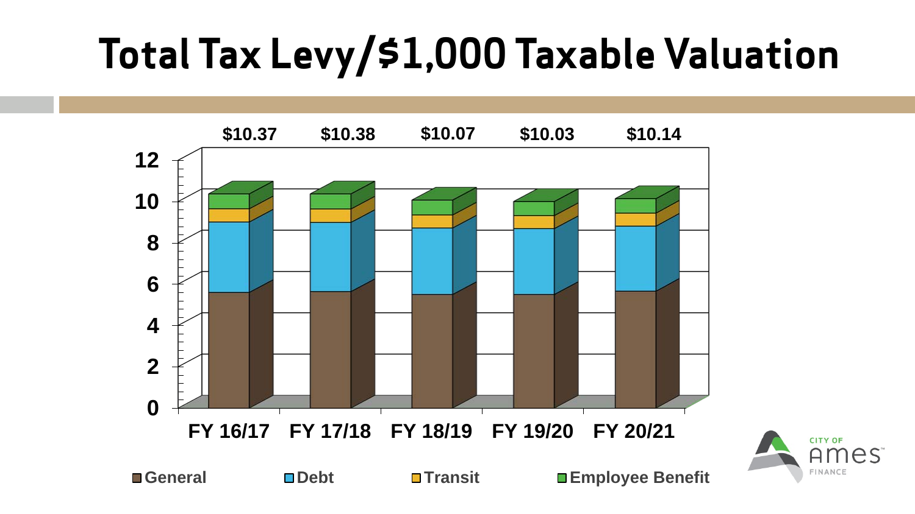# Total Tax Levy/$1,000 Taxable Valuation

| | FY 16/17 | FY 17/18 | FY 18/19 | FY 19/20 | FY 20/21 |
|---|---|---|---|---|---|
| Total | $10.37 | $10.38 | $10.07 | $10.03 | $10.14 |

Legend: General, Debt, Transit, Employee Benefit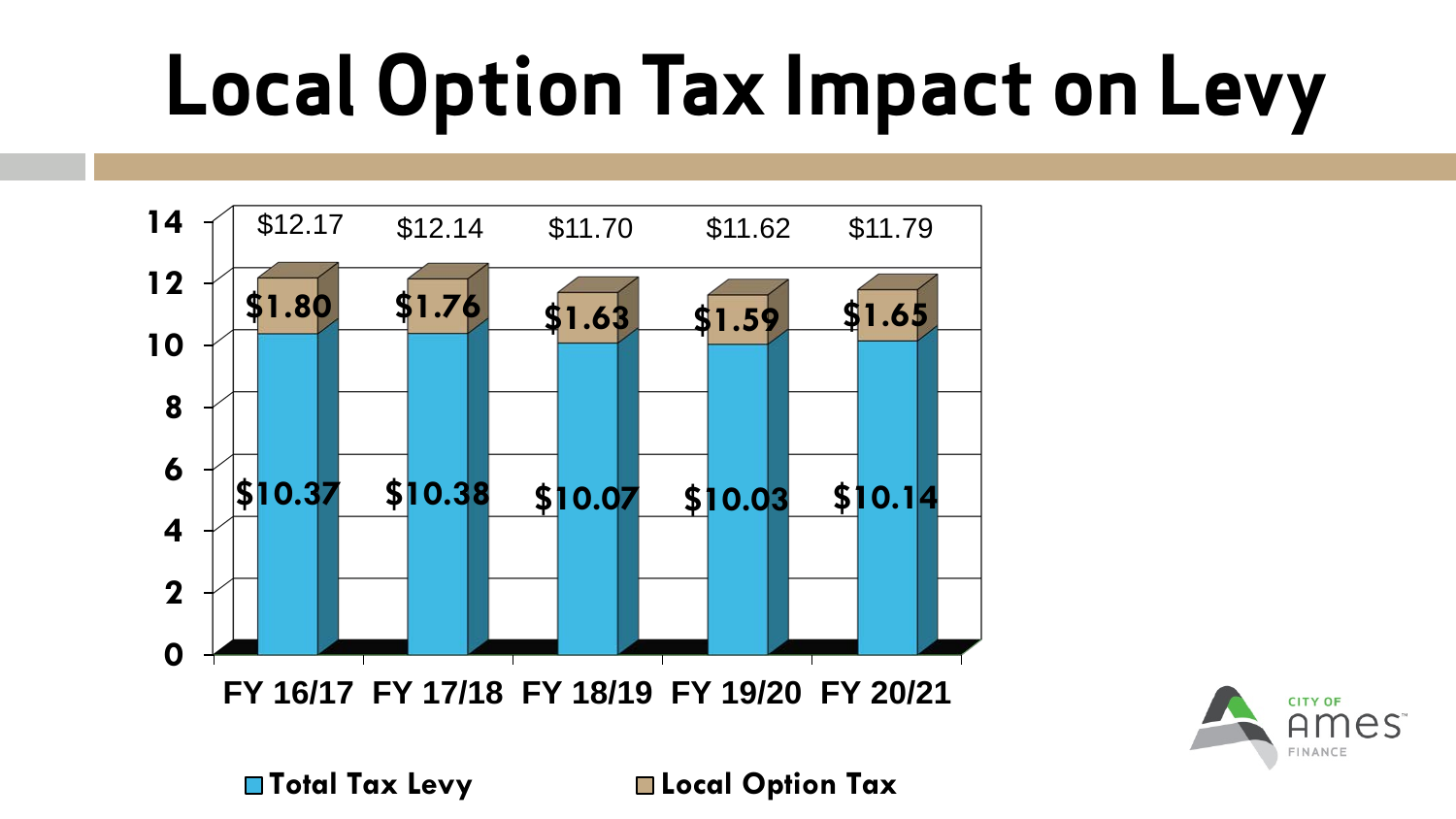# Local Option Tax Impact on Levy

| | FY 16/17 | FY 17/18 | FY 18/19 | FY 19/20 | FY 20/21 |
|---|---|---|---|---|---|
| Total Tax Levy | $10.37 | $10.38 | $10.07 | $10.03 | $10.14 |
| Local Option Tax | $1.80 | $1.76 | $1.63 | $1.59 | $1.65 |
| Total | $12.17 | $12.14 | $11.70 | $11.62 | $11.79 |

CITY OF Ames FINANCE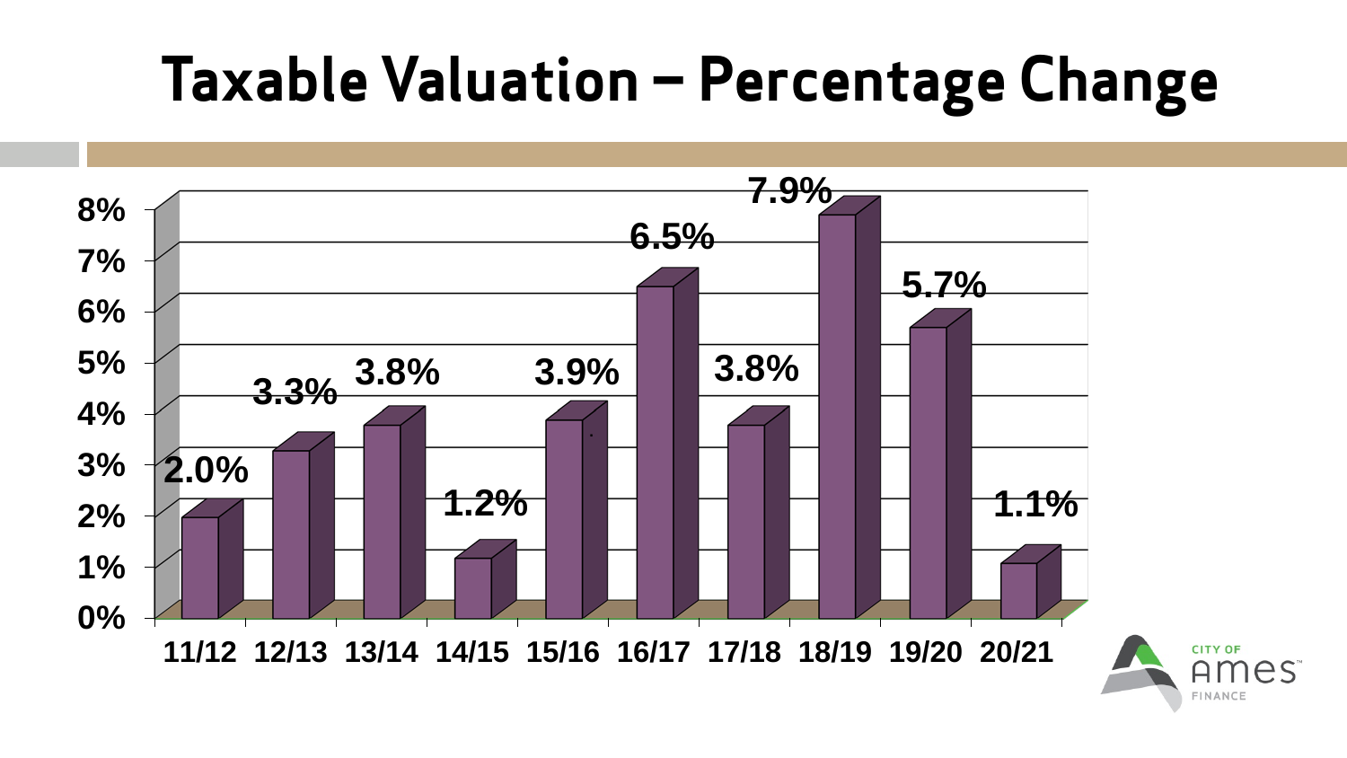# Taxable Valuation – Percentage Change

| Fiscal Year | Percentage Change |
|---|---|
| 11/12 | 2.0% |
| 12/13 | 3.3% |
| 13/14 | 3.8% |
| 14/15 | 1.2% |
| 15/16 | 3.9% |
| 16/17 | 6.5% |
| 17/18 | 3.8% |
| 18/19 | 7.9% |
| 19/20 | 5.7% |
| 20/21 | 1.1% |

CITY OF Ames FINANCE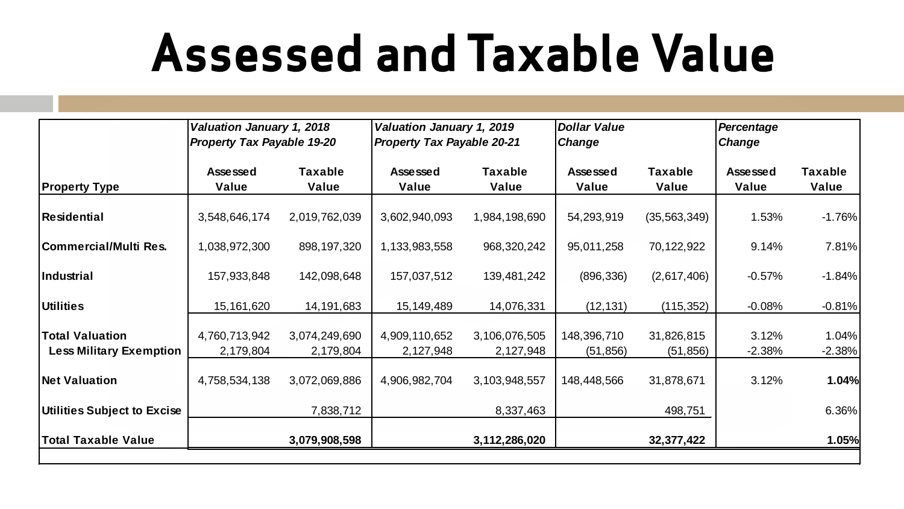# Assessed and Taxable Value

| | *Valuation January 1, 2018 Property Tax Payable 19-20* | | *Valuation January 1, 2019 Property Tax Payable 20-21* | | *Dollar Value Change* | | *Percentage Change* | |
|---|---|---|---|---|---|---|---|---|
| **Property Type** | **Assessed Value** | **Taxable Value** | **Assessed Value** | **Taxable Value** | **Assessed Value** | **Taxable Value** | **Assessed Value** | **Taxable Value** |
| **Residential** | 3,548,646,174 | 2,019,762,039 | 3,602,940,093 | 1,984,198,690 | 54,293,919 | (35,563,349) | 1.53% | -1.76% |
| **Commercial/Multi Res.** | 1,038,972,300 | 898,197,320 | 1,133,983,558 | 968,320,242 | 95,011,258 | 70,122,922 | 9.14% | 7.81% |
| **Industrial** | 157,933,848 | 142,098,648 | 157,037,512 | 139,481,242 | (896,336) | (2,617,406) | -0.57% | -1.84% |
| **Utilities** | 15,161,620 | 14,191,683 | 15,149,489 | 14,076,331 | (12,131) | (115,352) | -0.08% | -0.81% |
| **Total Valuation** | 4,760,713,942 | 3,074,249,690 | 4,909,110,652 | 3,106,076,505 | 148,396,710 | 31,826,815 | 3.12% | 1.04% |
| **Less Military Exemption** | 2,179,804 | 2,179,804 | 2,127,948 | 2,127,948 | (51,856) | (51,856) | -2.38% | -2.38% |
| **Net Valuation** | 4,758,534,138 | 3,072,069,886 | 4,906,982,704 | 3,103,948,557 | 148,448,566 | 31,878,671 | 3.12% | **1.04%** |
| **Utilities Subject to Excise** | | 7,838,712 | | 8,337,463 | | 498,751 | | 6.36% |
| **Total Taxable Value** | | **3,079,908,598** | | **3,112,286,020** | | **32,377,422** | | **1.05%** |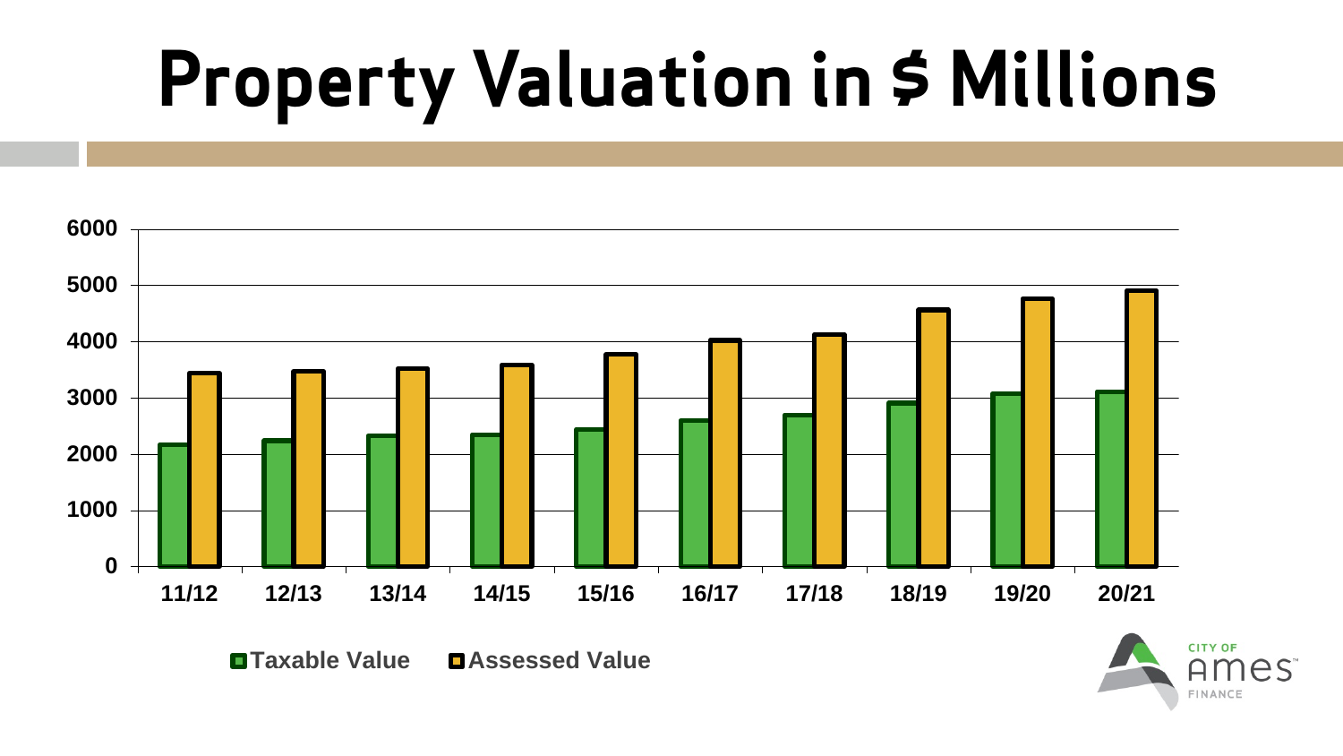# Property Valuation in $ Millions

6000
5000
4000
3000
2000
1000
0

11/12 12/13 13/14 14/15 15/16 16/17 17/18 18/19 19/20 20/21

**Taxable Value** **Assessed Value**

CITY OF Ames FINANCE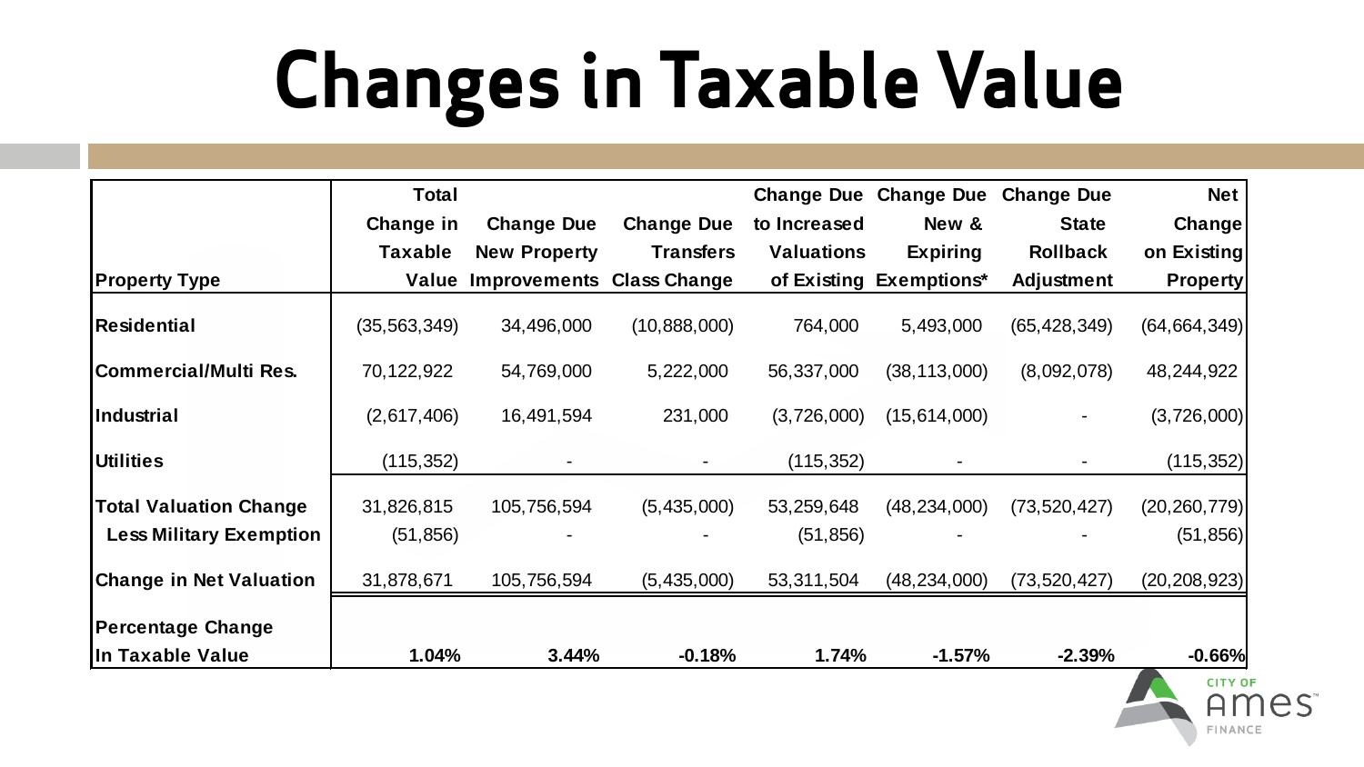# Changes in Taxable Value

| Property Type | Total Change in Taxable Value | Change Due New Property Improvements | Change Due Transfers Class Change | Change Due to Increased Valuations of Existing | Change Due New & Expiring Exemptions* | Change Due State Rollback Adjustment | Net Change on Existing Property |
|---|---|---|---|---|---|---|---|
| **Residential** | (35,563,349) | 34,496,000 | (10,888,000) | 764,000 | 5,493,000 | (65,428,349) | (64,664,349) |
| **Commercial/Multi Res.** | 70,122,922 | 54,769,000 | 5,222,000 | 56,337,000 | (38,113,000) | (8,092,078) | 48,244,922 |
| **Industrial** | (2,617,406) | 16,491,594 | 231,000 | (3,726,000) | (15,614,000) | - | (3,726,000) |
| **Utilities** | (115,352) | - | - | (115,352) | - | - | (115,352) |
| **Total Valuation Change** | 31,826,815 | 105,756,594 | (5,435,000) | 53,259,648 | (48,234,000) | (73,520,427) | (20,260,779) |
| **Less Military Exemption** | (51,856) | - | - | (51,856) | - | - | (51,856) |
| **Change in Net Valuation** | 31,878,671 | 105,756,594 | (5,435,000) | 53,311,504 | (48,234,000) | (73,520,427) | (20,208,923) |
| **Percentage Change In Taxable Value** | **1.04%** | **3.44%** | **-0.18%** | **1.74%** | **-1.57%** | **-2.39%** | **-0.66%** |

CITY OF Ames FINANCE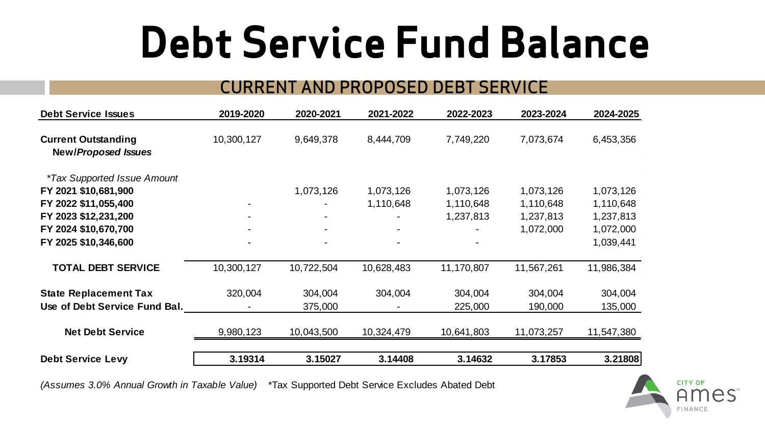# Debt Service Fund Balance

## CURRENT AND PROPOSED DEBT SERVICE

| Debt Service Issues | 2019-2020 | 2020-2021 | 2021-2022 | 2022-2023 | 2023-2024 | 2024-2025 |
|---|---|---|---|---|---|---|
| **Current Outstanding** | 10,300,127 | 9,649,378 | 8,444,709 | 7,749,220 | 7,073,674 | 6,453,356 |
| **New/*Proposed Issues*** | | | | | | |
| **Tax Supported Issue Amount* | | | | | | |
| **FY 2021 $10,681,900** | | 1,073,126 | 1,073,126 | 1,073,126 | 1,073,126 | 1,073,126 |
| **FY 2022 $11,055,400** | - | - | 1,110,648 | 1,110,648 | 1,110,648 | 1,110,648 |
| **FY 2023 $12,231,200** | - | - | - | 1,237,813 | 1,237,813 | 1,237,813 |
| **FY 2024 $10,670,700** | - | - | - | - | 1,072,000 | 1,072,000 |
| **FY 2025 $10,346,600** | - | - | - | - | | 1,039,441 |
| **TOTAL DEBT SERVICE** | 10,300,127 | 10,722,504 | 10,628,483 | 11,170,807 | 11,567,261 | 11,986,384 |
| **State Replacement Tax** | 320,004 | 304,004 | 304,004 | 304,004 | 304,004 | 304,004 |
| **Use of Debt Service Fund Bal.** | - | 375,000 | - | 225,000 | 190,000 | 135,000 |
| **Net Debt Service** | 9,980,123 | 10,043,500 | 10,324,479 | 10,641,803 | 11,073,257 | 11,547,380 |
| **Debt Service Levy** | **3.19314** | **3.15027** | **3.14408** | **3.14632** | **3.17853** | **3.21808** |

*(Assumes 3.0% Annual Growth in Taxable Value)* *Tax Supported Debt Service Excludes Abated Debt

CITY OF Ames FINANCE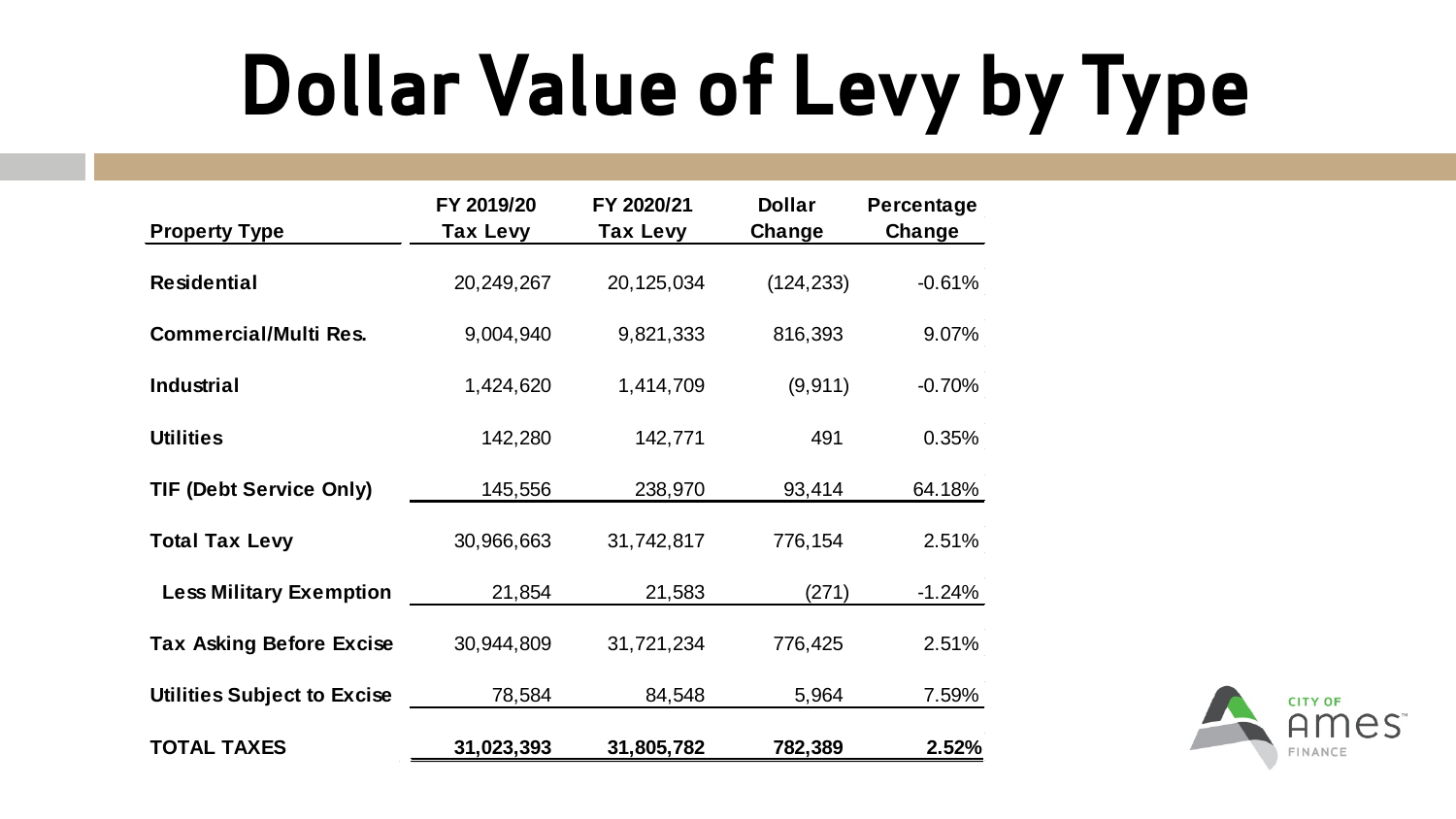# Dollar Value of Levy by Type

| Property Type | FY 2019/20 Tax Levy | FY 2020/21 Tax Levy | Dollar Change | Percentage Change |
|---|---|---|---|---|
| **Residential** | 20,249,267 | 20,125,034 | (124,233) | -0.61% |
| **Commercial/Multi Res.** | 9,004,940 | 9,821,333 | 816,393 | 9.07% |
| **Industrial** | 1,424,620 | 1,414,709 | (9,911) | -0.70% |
| **Utilities** | 142,280 | 142,771 | 491 | 0.35% |
| **TIF (Debt Service Only)** | 145,556 | 238,970 | 93,414 | 64.18% |
| **Total Tax Levy** | 30,966,663 | 31,742,817 | 776,154 | 2.51% |
| **Less Military Exemption** | 21,854 | 21,583 | (271) | -1.24% |
| **Tax Asking Before Excise** | 30,944,809 | 31,721,234 | 776,425 | 2.51% |
| **Utilities Subject to Excise** | 78,584 | 84,548 | 5,964 | 7.59% |
| **TOTAL TAXES** | **31,023,393** | **31,805,782** | **782,389** | **2.52%** |

CITY OF Ames FINANCE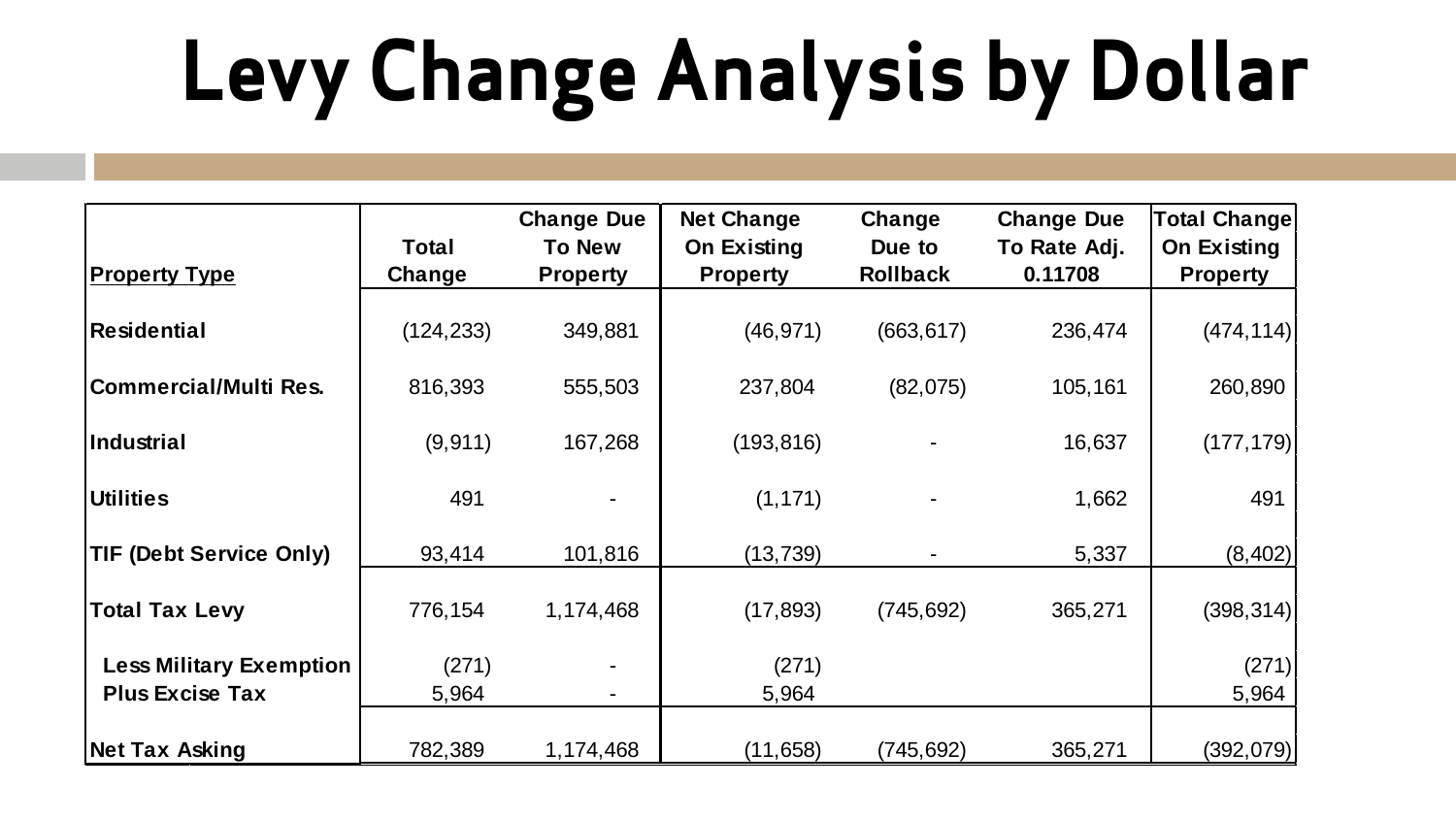# Levy Change Analysis by Dollar

| Property Type | Total Change | Change Due To New Property | Net Change On Existing Property | Change Due to Rollback | Change Due To Rate Adj. 0.11708 | Total Change On Existing Property |
|---|---|---|---|---|---|---|
| **Residential** | (124,233) | 349,881 | (46,971) | (663,617) | 236,474 | (474,114) |
| **Commercial/Multi Res.** | 816,393 | 555,503 | 237,804 | (82,075) | 105,161 | 260,890 |
| **Industrial** | (9,911) | 167,268 | (193,816) | - | 16,637 | (177,179) |
| **Utilities** | 491 | - | (1,171) | - | 1,662 | 491 |
| **TIF (Debt Service Only)** | 93,414 | 101,816 | (13,739) | - | 5,337 | (8,402) |
| **Total Tax Levy** | 776,154 | 1,174,468 | (17,893) | (745,692) | 365,271 | (398,314) |
| **Less Military Exemption** | (271) | - | (271) | | | (271) |
| **Plus Excise Tax** | 5,964 | - | 5,964 | | | 5,964 |
| **Net Tax Asking** | 782,389 | 1,174,468 | (11,658) | (745,692) | 365,271 | (392,079) |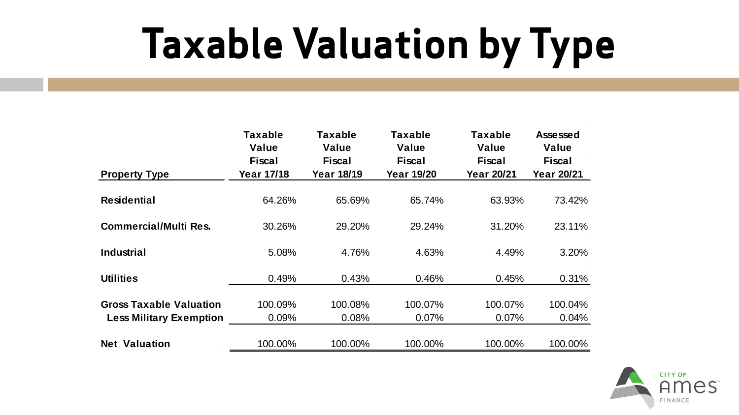# Taxable Valuation by Type

| Property Type | Taxable Value Fiscal Year 17/18 | Taxable Value Fiscal Year 18/19 | Taxable Value Fiscal Year 19/20 | Taxable Value Fiscal Year 20/21 | Assessed Value Fiscal Year 20/21 |
|---|---|---|---|---|---|
| **Residential** | 64.26% | 65.69% | 65.74% | 63.93% | 73.42% |
| **Commercial/Multi Res.** | 30.26% | 29.20% | 29.24% | 31.20% | 23.11% |
| **Industrial** | 5.08% | 4.76% | 4.63% | 4.49% | 3.20% |
| **Utilities** | 0.49% | 0.43% | 0.46% | 0.45% | 0.31% |
| **Gross Taxable Valuation** | 100.09% | 100.08% | 100.07% | 100.07% | 100.04% |
| **Less Military Exemption** | 0.09% | 0.08% | 0.07% | 0.07% | 0.04% |
| **Net Valuation** | 100.00% | 100.00% | 100.00% | 100.00% | 100.00% |

CITY OF Ames FINANCE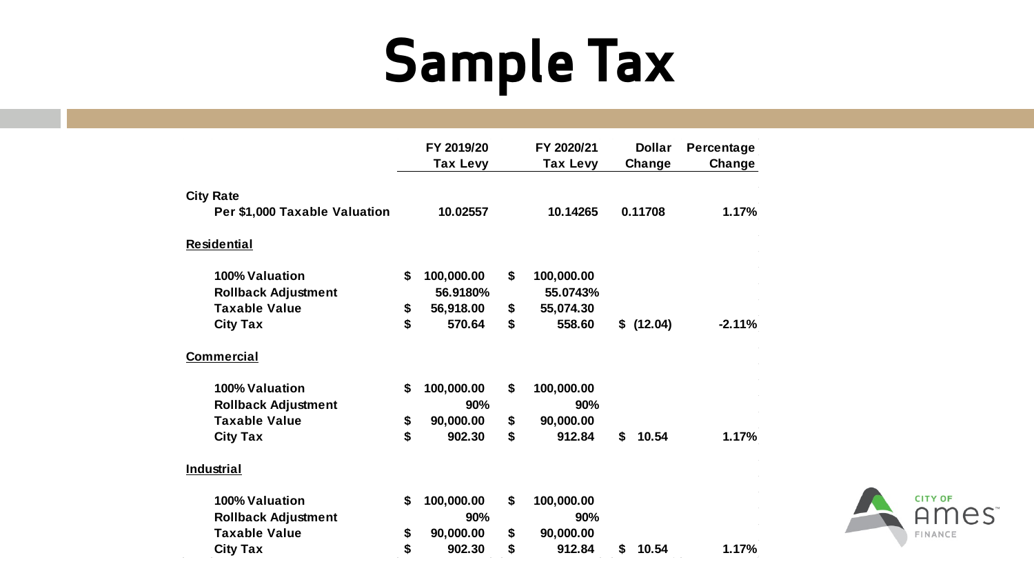# Sample Tax

| | FY 2019/20 Tax Levy | FY 2020/21 Tax Levy | Dollar Change | Percentage Change |
|---|---|---|---|---|
| **City Rate** | | | | |
| Per $1,000 Taxable Valuation | 10.02557 | 10.14265 | 0.11708 | 1.17% |
| **Residential** | | | | |
| 100% Valuation | $ 100,000.00 | $ 100,000.00 | | |
| Rollback Adjustment | 56.9180% | 55.0743% | | |
| Taxable Value | $ 56,918.00 | $ 55,074.30 | | |
| City Tax | $ 570.64 | $ 558.60 | $ (12.04) | -2.11% |
| **Commercial** | | | | |
| 100% Valuation | $ 100,000.00 | $ 100,000.00 | | |
| Rollback Adjustment | 90% | 90% | | |
| Taxable Value | $ 90,000.00 | $ 90,000.00 | | |
| City Tax | $ 902.30 | $ 912.84 | $ 10.54 | 1.17% |
| **Industrial** | | | | |
| 100% Valuation | $ 100,000.00 | $ 100,000.00 | | |
| Rollback Adjustment | 90% | 90% | | |
| Taxable Value | $ 90,000.00 | $ 90,000.00 | | |
| City Tax | $ 902.30 | $ 912.84 | $ 10.54 | 1.17% |

CITY OF Ames FINANCE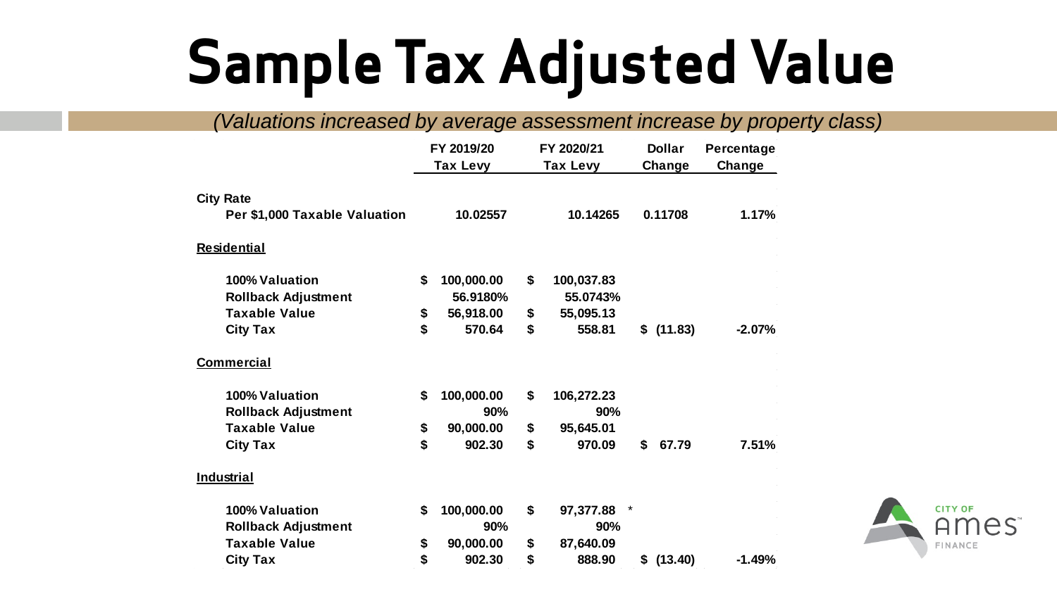# Sample Tax Adjusted Value

*(Valuations increased by average assessment increase by property class)*

| | FY 2019/20 Tax Levy | FY 2020/21 Tax Levy | Dollar Change | Percentage Change |
|---|---|---|---|---|
| **City Rate** | | | | |
| **Per $1,000 Taxable Valuation** | 10.02557 | 10.14265 | 0.11708 | 1.17% |
| **Residential** | | | | |
| **100% Valuation** | $ 100,000.00 | $ 100,037.83 | | |
| **Rollback Adjustment** | 56.9180% | 55.0743% | | |
| **Taxable Value** | $ 56,918.00 | $ 55,095.13 | | |
| **City Tax** | $ 570.64 | $ 558.81 | $ (11.83) | -2.07% |
| **Commercial** | | | | |
| **100% Valuation** | $ 100,000.00 | $ 106,272.23 | | |
| **Rollback Adjustment** | 90% | 90% | | |
| **Taxable Value** | $ 90,000.00 | $ 95,645.01 | | |
| **City Tax** | $ 902.30 | $ 970.09 | $ 67.79 | 7.51% |
| **Industrial** | | | | |
| **100% Valuation** | $ 100,000.00 | $ 97,377.88 * | | |
| **Rollback Adjustment** | 90% | 90% | | |
| **Taxable Value** | $ 90,000.00 | $ 87,640.09 | | |
| **City Tax** | $ 902.30 | $ 888.90 | $ (13.40) | -1.49% |

CITY OF Ames FINANCE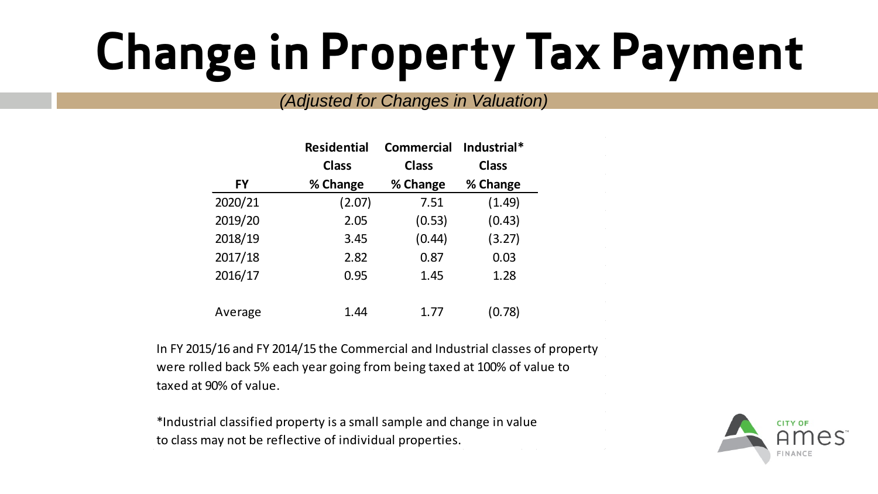# Change in Property Tax Payment

*(Adjusted for Changes in Valuation)*

| FY | Residential Class % Change | Commercial Class % Change | Industrial* Class % Change |
|---|---|---|---|
| 2020/21 | (2.07) | 7.51 | (1.49) |
| 2019/20 | 2.05 | (0.53) | (0.43) |
| 2018/19 | 3.45 | (0.44) | (3.27) |
| 2017/18 | 2.82 | 0.87 | 0.03 |
| 2016/17 | 0.95 | 1.45 | 1.28 |
| Average | 1.44 | 1.77 | (0.78) |

In FY 2015/16 and FY 2014/15 the Commercial and Industrial classes of property were rolled back 5% each year going from being taxed at 100% of value to taxed at 90% of value.

*Industrial classified property is a small sample and change in value to class may not be reflective of individual properties.

CITY OF Ames FINANCE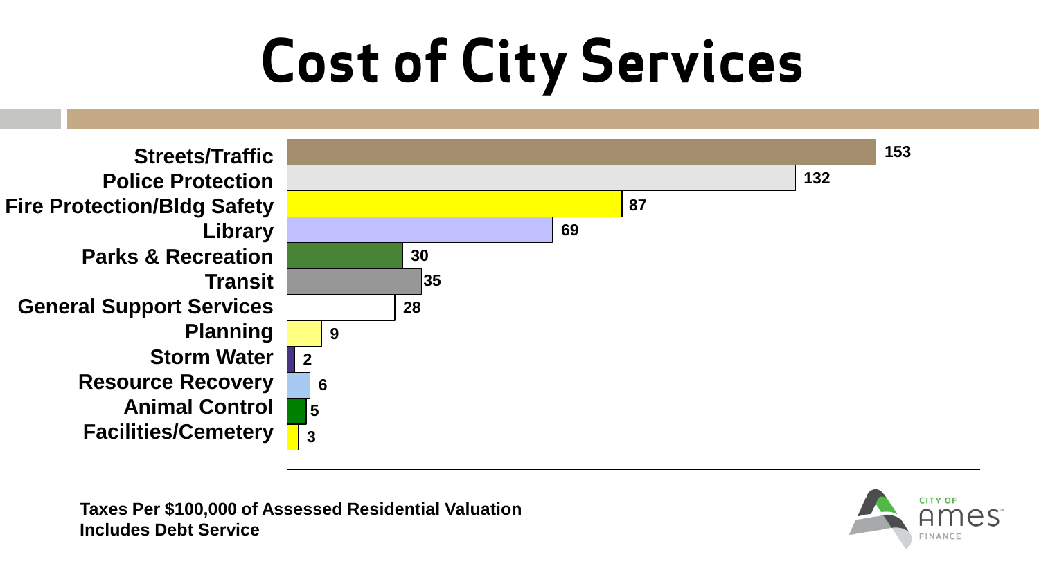# Cost of City Services

| Service | Amount |
| --- | --- |
| Streets/Traffic | 153 |
| Police Protection | 132 |
| Fire Protection/Bldg Safety | 87 |
| Library | 69 |
| Parks & Recreation | 30 |
| Transit | 35 |
| General Support Services | 28 |
| Planning | 9 |
| Storm Water | 2 |
| Resource Recovery | 6 |
| Animal Control | 5 |
| Facilities/Cemetery | 3 |

**Taxes Per $100,000 of Assessed Residential Valuation**
**Includes Debt Service**

CITY OF Ames FINANCE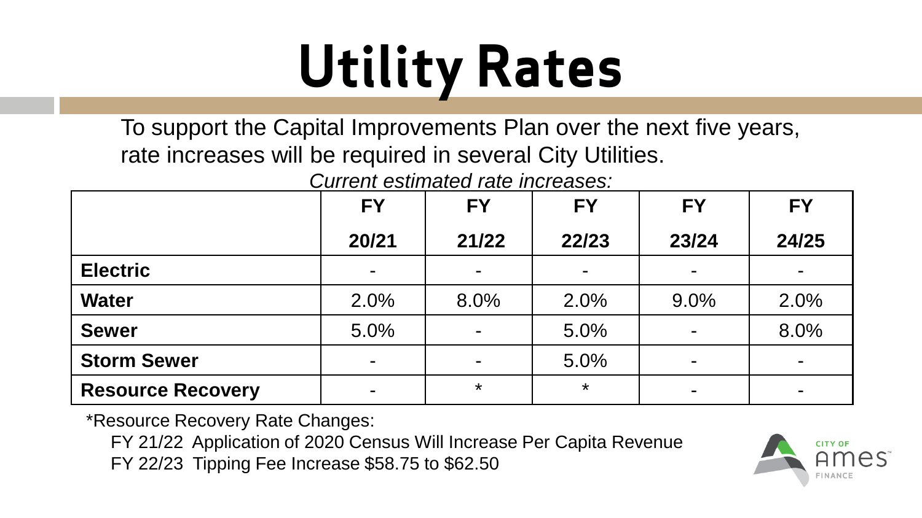# Utility Rates

To support the Capital Improvements Plan over the next five years, rate increases will be required in several City Utilities.

*Current estimated rate increases:*

| | FY 20/21 | FY 21/22 | FY 22/23 | FY 23/24 | FY 24/25 |
|---|---|---|---|---|---|
| **Electric** | - | - | - | - | - |
| **Water** | 2.0% | 8.0% | 2.0% | 9.0% | 2.0% |
| **Sewer** | 5.0% | - | 5.0% | - | 8.0% |
| **Storm Sewer** | - | - | 5.0% | - | - |
| **Resource Recovery** | - | * | * | - | - |

*Resource Recovery Rate Changes:

FY 21/22 Application of 2020 Census Will Increase Per Capita Revenue

FY 22/23 Tipping Fee Increase $58.75 to $62.50

CITY OF Ames FINANCE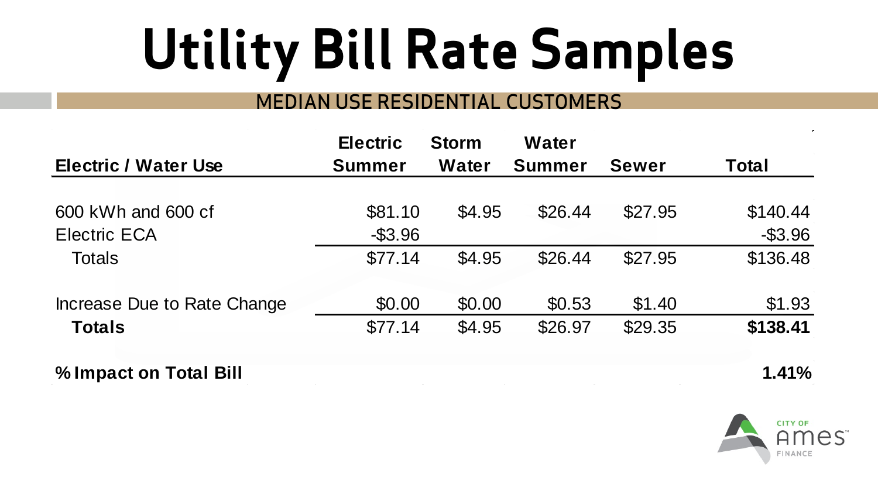# Utility Bill Rate Samples

## MEDIAN USE RESIDENTIAL CUSTOMERS

| Electric / Water Use | Electric Summer | Storm Water | Water Summer | Sewer | Total |
|---|---|---|---|---|---|
| 600 kWh and 600 cf | $81.10 | $4.95 | $26.44 | $27.95 | $140.44 |
| Electric ECA | -$3.96 | | | | -$3.96 |
| Totals | $77.14 | $4.95 | $26.44 | $27.95 | $136.48 |
| Increase Due to Rate Change | $0.00 | $0.00 | $0.53 | $1.40 | $1.93 |
| **Totals** | $77.14 | $4.95 | $26.97 | $29.35 | **$138.41** |
| **% Impact on Total Bill** | | | | | **1.41%** |

CITY OF Ames FINANCE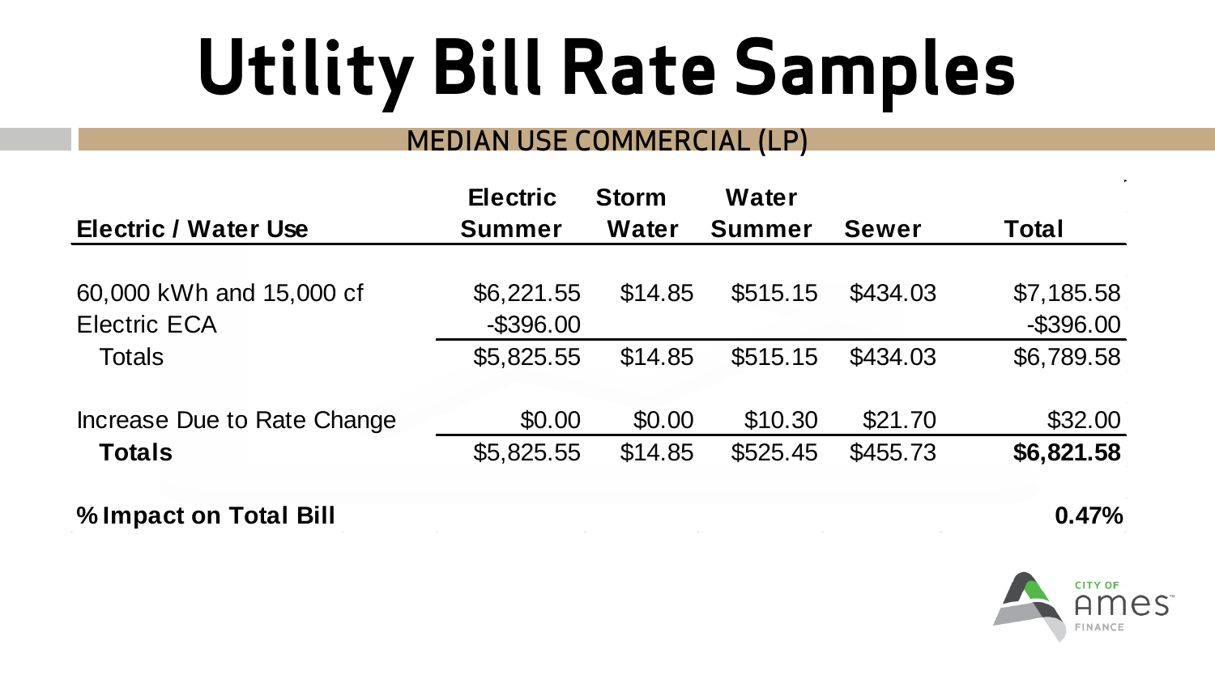# Utility Bill Rate Samples

## MEDIAN USE COMMERCIAL (LP)

| Electric / Water Use | Electric Summer | Storm Water | Water Summer | Sewer | Total |
|---|---|---|---|---|---|
| 60,000 kWh and 15,000 cf | $6,221.55 | $14.85 | $515.15 | $434.03 | $7,185.58 |
| Electric ECA | -$396.00 | | | | -$396.00 |
| Totals | $5,825.55 | $14.85 | $515.15 | $434.03 | $6,789.58 |
| Increase Due to Rate Change | $0.00 | $0.00 | $10.30 | $21.70 | $32.00 |
| **Totals** | $5,825.55 | $14.85 | $525.45 | $455.73 | **$6,821.58** |
| **% Impact on Total Bill** | | | | | **0.47%** |

CITY OF Ames FINANCE